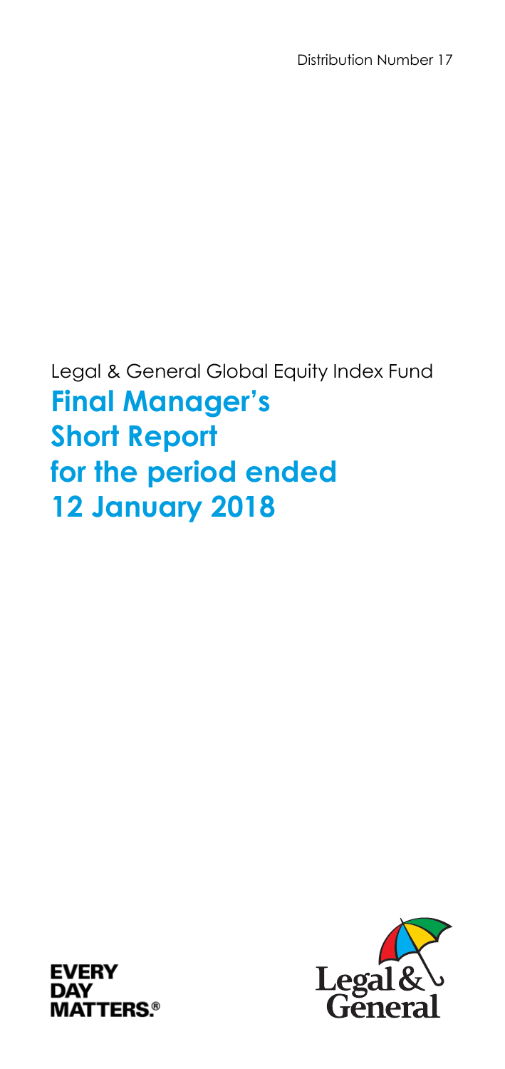Distribution Number 17

Legal & General Global Equity Index Fund

# Final Manager's Short Report for the period ended 12 January 2018

EVERY DAY MATTERS.®

Legal & General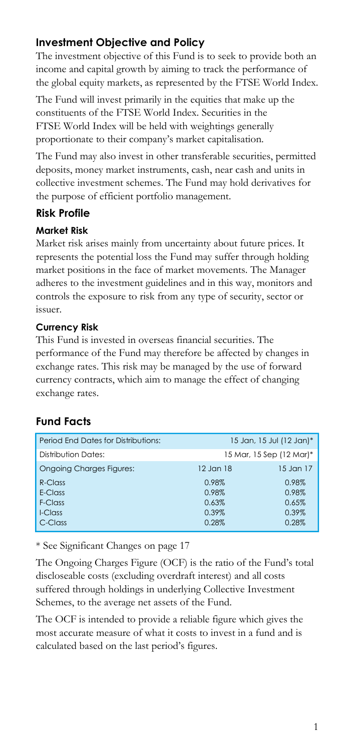## Investment Objective and Policy

The investment objective of this Fund is to seek to provide both an income and capital growth by aiming to track the performance of the global equity markets, as represented by the FTSE World Index.

The Fund will invest primarily in the equities that make up the constituents of the FTSE World Index. Securities in the FTSE World Index will be held with weightings generally proportionate to their company's market capitalisation.

The Fund may also invest in other transferable securities, permitted deposits, money market instruments, cash, near cash and units in collective investment schemes. The Fund may hold derivatives for the purpose of efficient portfolio management.

## Risk Profile

### Market Risk

Market risk arises mainly from uncertainty about future prices. It represents the potential loss the Fund may suffer through holding market positions in the face of market movements. The Manager adheres to the investment guidelines and in this way, monitors and controls the exposure to risk from any type of security, sector or issuer.

### Currency Risk

This Fund is invested in overseas financial securities. The performance of the Fund may therefore be affected by changes in exchange rates. This risk may be managed by the use of forward currency contracts, which aim to manage the effect of changing exchange rates.

## Fund Facts

| Period End Dates for Distributions: | 15 Jan, 15 Jul (12 Jan)* | |
|---|---|---|
| Distribution Dates: | 15 Mar, 15 Sep (12 Mar)* | |
| Ongoing Charges Figures: | 12 Jan 18 | 15 Jan 17 |
| R-Class | 0.98% | 0.98% |
| E-Class | 0.98% | 0.98% |
| F-Class | 0.63% | 0.65% |
| I-Class | 0.39% | 0.39% |
| C-Class | 0.28% | 0.28% |

* See Significant Changes on page 17

The Ongoing Charges Figure (OCF) is the ratio of the Fund's total discloseable costs (excluding overdraft interest) and all costs suffered through holdings in underlying Collective Investment Schemes, to the average net assets of the Fund.

The OCF is intended to provide a reliable figure which gives the most accurate measure of what it costs to invest in a fund and is calculated based on the last period's figures.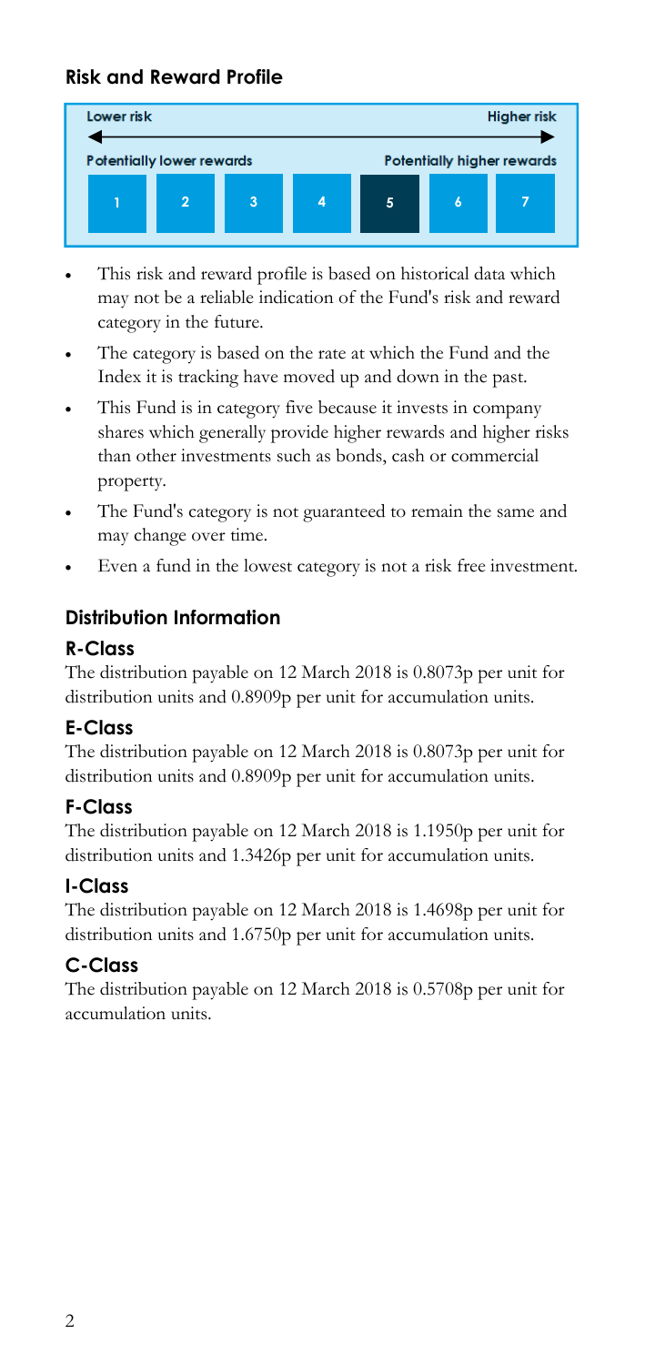## Risk and Reward Profile

| Lower risk | | | | | | Higher risk |
|---|---|---|---|---|---|---|
| Potentially lower rewards | | | | | | Potentially higher rewards |
| 1 | 2 | 3 | 4 | **5** | 6 | 7 |

- This risk and reward profile is based on historical data which may not be a reliable indication of the Fund's risk and reward category in the future.
- The category is based on the rate at which the Fund and the Index it is tracking have moved up and down in the past.
- This Fund is in category five because it invests in company shares which generally provide higher rewards and higher risks than other investments such as bonds, cash or commercial property.
- The Fund's category is not guaranteed to remain the same and may change over time.
- Even a fund in the lowest category is not a risk free investment.

## Distribution Information

### R-Class

The distribution payable on 12 March 2018 is 0.8073p per unit for distribution units and 0.8909p per unit for accumulation units.

### E-Class

The distribution payable on 12 March 2018 is 0.8073p per unit for distribution units and 0.8909p per unit for accumulation units.

### F-Class

The distribution payable on 12 March 2018 is 1.1950p per unit for distribution units and 1.3426p per unit for accumulation units.

### I-Class

The distribution payable on 12 March 2018 is 1.4698p per unit for distribution units and 1.6750p per unit for accumulation units.

### C-Class

The distribution payable on 12 March 2018 is 0.5708p per unit for accumulation units.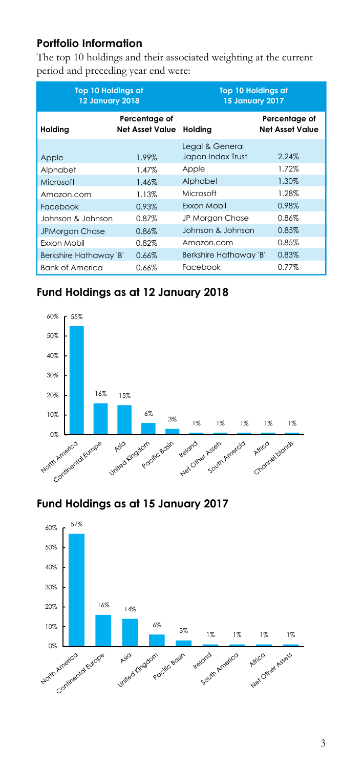## Portfolio Information

The top 10 holdings and their associated weighting at the current period and preceding year end were:

| Top 10 Holdings at 12 January 2018 | | Top 10 Holdings at 15 January 2017 | |
|---|---|---|---|
| **Holding** | **Percentage of Net Asset Value** | **Holding** | **Percentage of Net Asset Value** |
| Apple | 1.99% | Legal & General Japan Index Trust | 2.24% |
| Alphabet | 1.47% | Apple | 1.72% |
| Microsoft | 1.46% | Alphabet | 1.30% |
| Amazon.com | 1.13% | Microsoft | 1.28% |
| Facebook | 0.93% | Exxon Mobil | 0.98% |
| Johnson & Johnson | 0.87% | JP Morgan Chase | 0.86% |
| JPMorgan Chase | 0.86% | Johnson & Johnson | 0.85% |
| Exxon Mobil | 0.82% | Amazon.com | 0.85% |
| Berkshire Hathaway 'B' | 0.66% | Berkshire Hathaway 'B' | 0.83% |
| Bank of America | 0.66% | Facebook | 0.77% |

## Fund Holdings as at 12 January 2018

| Region | % |
|---|---|
| North America | 55% |
| Continental Europe | 16% |
| Asia | 15% |
| United Kingdom | 6% |
| Pacific Basin | 3% |
| Ireland | 1% |
| Net Other Assets | 1% |
| South Amercia | 1% |
| Africa | 1% |
| Channel Islands | 1% |

## Fund Holdings as at 15 January 2017

| Region | % |
|---|---|
| North America | 57% |
| Continental Europe | 16% |
| Asia | 14% |
| United Kingdom | 6% |
| Pacific Basin | 3% |
| Ireland | 1% |
| South America | 1% |
| Africa | 1% |
| Net Other Assets | 1% |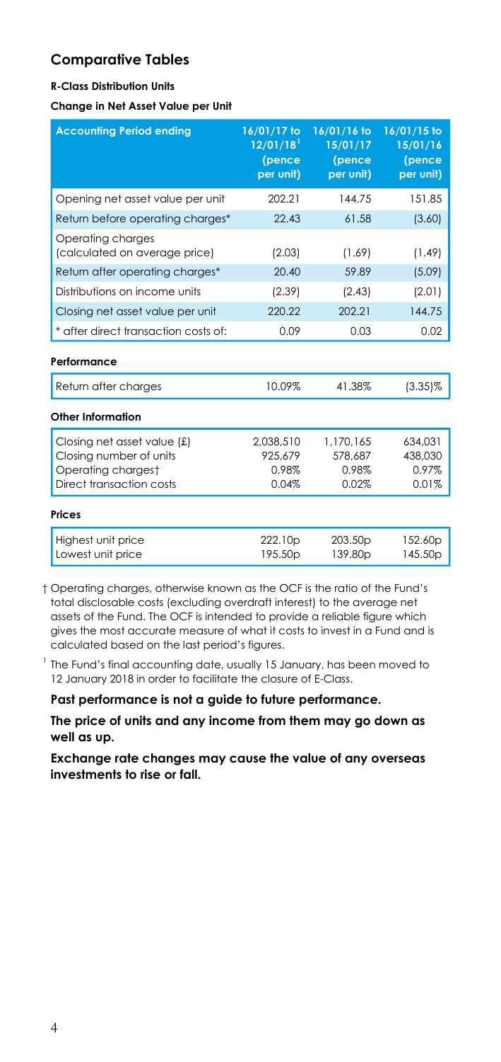## Comparative Tables

**R-Class Distribution Units**

**Change in Net Asset Value per Unit**

| Accounting Period ending | 16/01/17 to 12/01/18[1] (pence per unit) | 16/01/16 to 15/01/17 (pence per unit) | 16/01/15 to 15/01/16 (pence per unit) |
|---|---|---|---|
| Opening net asset value per unit | 202.21 | 144.75 | 151.85 |
| Return before operating charges* | 22.43 | 61.58 | (3.60) |
| Operating charges (calculated on average price) | (2.03) | (1.69) | (1.49) |
| Return after operating charges* | 20.40 | 59.89 | (5.09) |
| Distributions on income units | (2.39) | (2.43) | (2.01) |
| Closing net asset value per unit | 220.22 | 202.21 | 144.75 |
| * after direct transaction costs of: | 0.09 | 0.03 | 0.02 |
| **Performance** | | | |
| Return after charges | 10.09% | 41.38% | (3.35)% |
| **Other Information** | | | |
| Closing net asset value (£) | 2,038,510 | 1,170,165 | 634,031 |
| Closing number of units | 925,679 | 578,687 | 438,030 |
| Operating charges† | 0.98% | 0.98% | 0.97% |
| Direct transaction costs | 0.04% | 0.02% | 0.01% |
| **Prices** | | | |
| Highest unit price | 222.10p | 203.50p | 152.60p |
| Lowest unit price | 195.50p | 139.80p | 145.50p |

† Operating charges, otherwise known as the OCF is the ratio of the Fund's total disclosable costs (excluding overdraft interest) to the average net assets of the Fund. The OCF is intended to provide a reliable figure which gives the most accurate measure of what it costs to invest in a Fund and is calculated based on the last period's figures.

[1] The Fund's final accounting date, usually 15 January, has been moved to 12 January 2018 in order to facilitate the closure of E-Class.

**Past performance is not a guide to future performance.**

**The price of units and any income from them may go down as well as up.**

**Exchange rate changes may cause the value of any overseas investments to rise or fall.**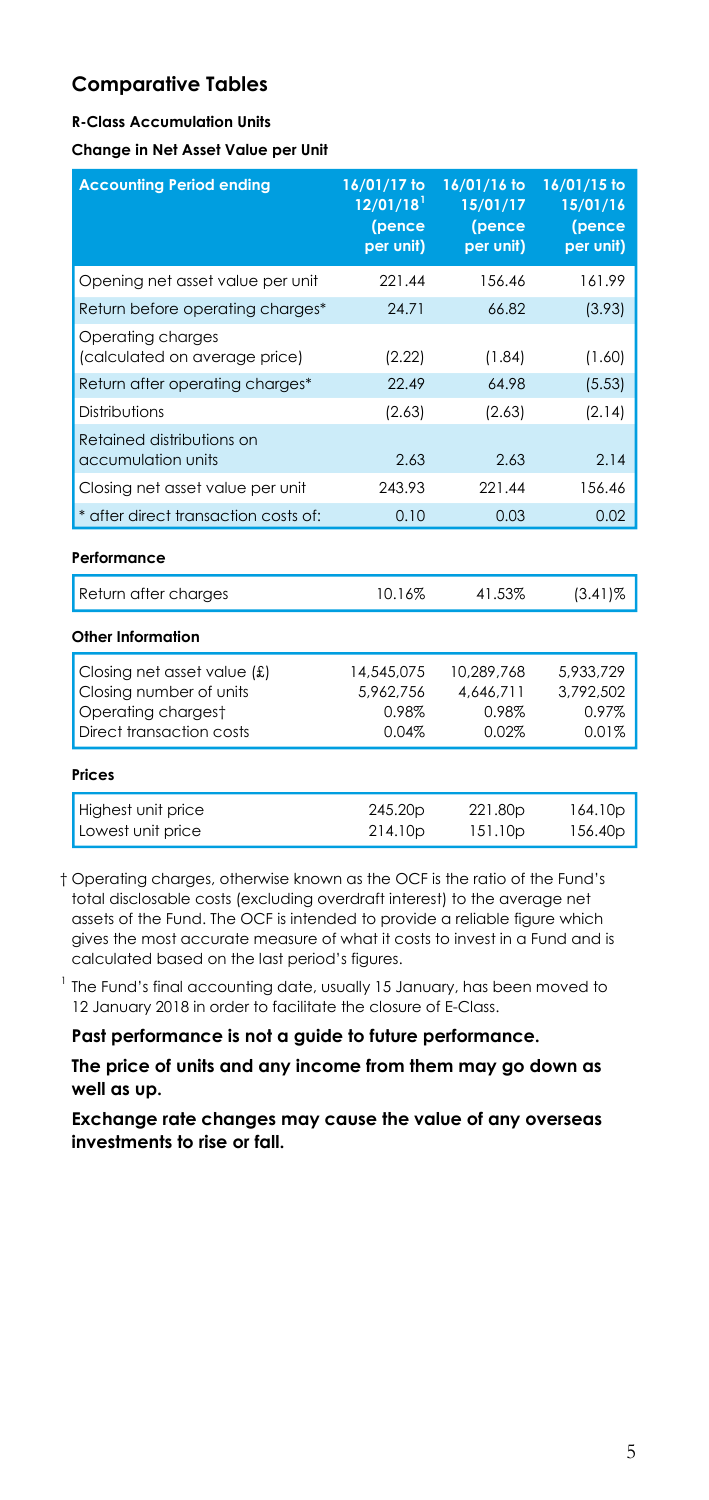## Comparative Tables

**R-Class Accumulation Units**

**Change in Net Asset Value per Unit**

| Accounting Period ending | 16/01/17 to 12/01/18[1] (pence per unit) | 16/01/16 to 15/01/17 (pence per unit) | 16/01/15 to 15/01/16 (pence per unit) |
|---|---|---|---|
| Opening net asset value per unit | 221.44 | 156.46 | 161.99 |
| Return before operating charges* | 24.71 | 66.82 | (3.93) |
| Operating charges (calculated on average price) | (2.22) | (1.84) | (1.60) |
| Return after operating charges* | 22.49 | 64.98 | (5.53) |
| Distributions | (2.63) | (2.63) | (2.14) |
| Retained distributions on accumulation units | 2.63 | 2.63 | 2.14 |
| Closing net asset value per unit | 243.93 | 221.44 | 156.46 |
| * after direct transaction costs of: | 0.10 | 0.03 | 0.02 |
| **Performance** | | | |
| Return after charges | 10.16% | 41.53% | (3.41)% |
| **Other Information** | | | |
| Closing net asset value (£) | 14,545,075 | 10,289,768 | 5,933,729 |
| Closing number of units | 5,962,756 | 4,646,711 | 3,792,502 |
| Operating charges† | 0.98% | 0.98% | 0.97% |
| Direct transaction costs | 0.04% | 0.02% | 0.01% |
| **Prices** | | | |
| Highest unit price | 245.20p | 221.80p | 164.10p |
| Lowest unit price | 214.10p | 151.10p | 156.40p |

† Operating charges, otherwise known as the OCF is the ratio of the Fund's total disclosable costs (excluding overdraft interest) to the average net assets of the Fund. The OCF is intended to provide a reliable figure which gives the most accurate measure of what it costs to invest in a Fund and is calculated based on the last period's figures.

[1] The Fund's final accounting date, usually 15 January, has been moved to 12 January 2018 in order to facilitate the closure of E-Class.

**Past performance is not a guide to future performance.**

**The price of units and any income from them may go down as well as up.**

**Exchange rate changes may cause the value of any overseas investments to rise or fall.**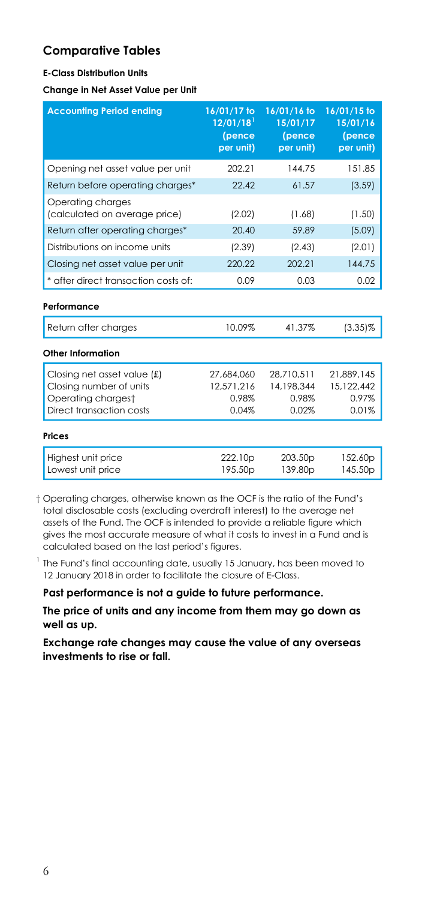## Comparative Tables

**E-Class Distribution Units**

**Change in Net Asset Value per Unit**

| Accounting Period ending | 16/01/17 to 12/01/18[1] (pence per unit) | 16/01/16 to 15/01/17 (pence per unit) | 16/01/15 to 15/01/16 (pence per unit) |
|---|---|---|---|
| Opening net asset value per unit | 202.21 | 144.75 | 151.85 |
| Return before operating charges* | 22.42 | 61.57 | (3.59) |
| Operating charges (calculated on average price) | (2.02) | (1.68) | (1.50) |
| Return after operating charges* | 20.40 | 59.89 | (5.09) |
| Distributions on income units | (2.39) | (2.43) | (2.01) |
| Closing net asset value per unit | 220.22 | 202.21 | 144.75 |
| * after direct transaction costs of: | 0.09 | 0.03 | 0.02 |

**Performance**

| | | | |
|---|---|---|---|
| Return after charges | 10.09% | 41.37% | (3.35)% |

**Other Information**

| | | | |
|---|---|---|---|
| Closing net asset value (£) | 27,684,060 | 28,710,511 | 21,889,145 |
| Closing number of units | 12,571,216 | 14,198,344 | 15,122,442 |
| Operating charges† | 0.98% | 0.98% | 0.97% |
| Direct transaction costs | 0.04% | 0.02% | 0.01% |

**Prices**

| | | | |
|---|---|---|---|
| Highest unit price | 222.10p | 203.50p | 152.60p |
| Lowest unit price | 195.50p | 139.80p | 145.50p |

† Operating charges, otherwise known as the OCF is the ratio of the Fund's total disclosable costs (excluding overdraft interest) to the average net assets of the Fund. The OCF is intended to provide a reliable figure which gives the most accurate measure of what it costs to invest in a Fund and is calculated based on the last period's figures.

[1] The Fund's final accounting date, usually 15 January, has been moved to 12 January 2018 in order to facilitate the closure of E-Class.

**Past performance is not a guide to future performance.**

**The price of units and any income from them may go down as well as up.**

**Exchange rate changes may cause the value of any overseas investments to rise or fall.**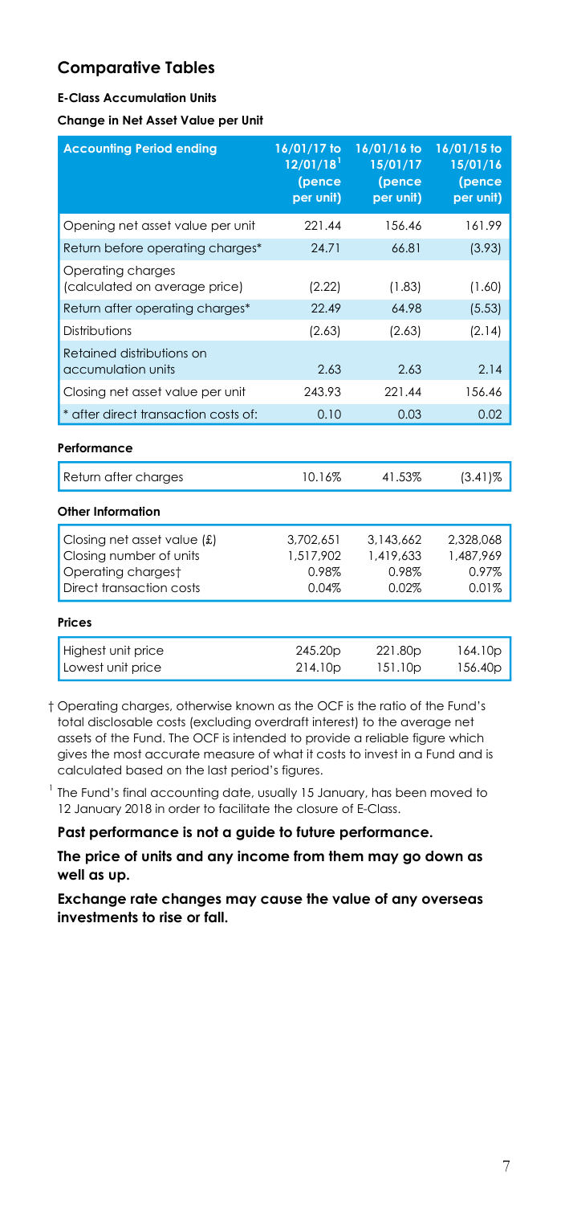## Comparative Tables

**E-Class Accumulation Units**

**Change in Net Asset Value per Unit**

| Accounting Period ending | 16/01/17 to 12/01/18[1] (pence per unit) | 16/01/16 to 15/01/17 (pence per unit) | 16/01/15 to 15/01/16 (pence per unit) |
|---|---|---|---|
| Opening net asset value per unit | 221.44 | 156.46 | 161.99 |
| Return before operating charges* | 24.71 | 66.81 | (3.93) |
| Operating charges (calculated on average price) | (2.22) | (1.83) | (1.60) |
| Return after operating charges* | 22.49 | 64.98 | (5.53) |
| Distributions | (2.63) | (2.63) | (2.14) |
| Retained distributions on accumulation units | 2.63 | 2.63 | 2.14 |
| Closing net asset value per unit | 243.93 | 221.44 | 156.46 |
| * after direct transaction costs of: | 0.10 | 0.03 | 0.02 |
| **Performance** | | | |
| Return after charges | 10.16% | 41.53% | (3.41)% |
| **Other Information** | | | |
| Closing net asset value (£) | 3,702,651 | 3,143,662 | 2,328,068 |
| Closing number of units | 1,517,902 | 1,419,633 | 1,487,969 |
| Operating charges† | 0.98% | 0.98% | 0.97% |
| Direct transaction costs | 0.04% | 0.02% | 0.01% |
| **Prices** | | | |
| Highest unit price | 245.20p | 221.80p | 164.10p |
| Lowest unit price | 214.10p | 151.10p | 156.40p |

† Operating charges, otherwise known as the OCF is the ratio of the Fund's total disclosable costs (excluding overdraft interest) to the average net assets of the Fund. The OCF is intended to provide a reliable figure which gives the most accurate measure of what it costs to invest in a Fund and is calculated based on the last period's figures.

[1] The Fund's final accounting date, usually 15 January, has been moved to 12 January 2018 in order to facilitate the closure of E-Class.

**Past performance is not a guide to future performance.**

**The price of units and any income from them may go down as well as up.**

**Exchange rate changes may cause the value of any overseas investments to rise or fall.**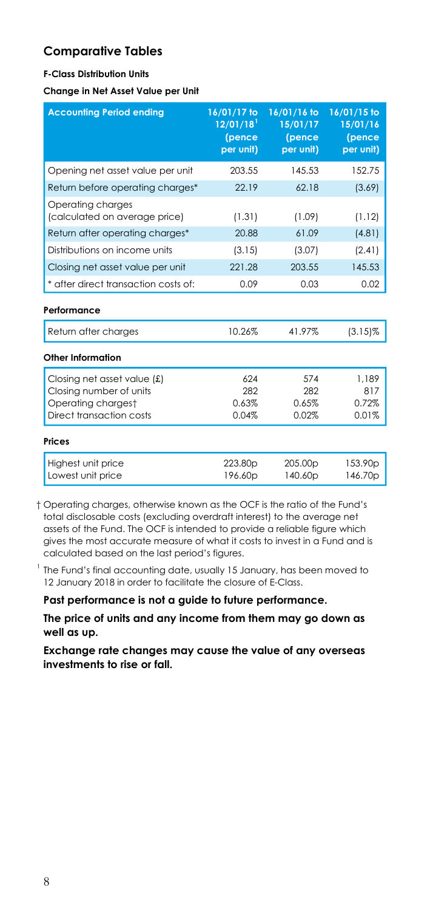## Comparative Tables

**F-Class Distribution Units**

**Change in Net Asset Value per Unit**

| Accounting Period ending | 16/01/17 to 12/01/18[1] (pence per unit) | 16/01/16 to 15/01/17 (pence per unit) | 16/01/15 to 15/01/16 (pence per unit) |
|---|---|---|---|
| Opening net asset value per unit | 203.55 | 145.53 | 152.75 |
| Return before operating charges* | 22.19 | 62.18 | (3.69) |
| Operating charges (calculated on average price) | (1.31) | (1.09) | (1.12) |
| Return after operating charges* | 20.88 | 61.09 | (4.81) |
| Distributions on income units | (3.15) | (3.07) | (2.41) |
| Closing net asset value per unit | 221.28 | 203.55 | 145.53 |
| * after direct transaction costs of: | 0.09 | 0.03 | 0.02 |
| **Performance** | | | |
| Return after charges | 10.26% | 41.97% | (3.15)% |
| **Other Information** | | | |
| Closing net asset value (£) | 624 | 574 | 1,189 |
| Closing number of units | 282 | 282 | 817 |
| Operating charges† | 0.63% | 0.65% | 0.72% |
| Direct transaction costs | 0.04% | 0.02% | 0.01% |
| **Prices** | | | |
| Highest unit price | 223.80p | 205.00p | 153.90p |
| Lowest unit price | 196.60p | 140.60p | 146.70p |

† Operating charges, otherwise known as the OCF is the ratio of the Fund's total disclosable costs (excluding overdraft interest) to the average net assets of the Fund. The OCF is intended to provide a reliable figure which gives the most accurate measure of what it costs to invest in a Fund and is calculated based on the last period's figures.

[1] The Fund's final accounting date, usually 15 January, has been moved to 12 January 2018 in order to facilitate the closure of E-Class.

**Past performance is not a guide to future performance.**

**The price of units and any income from them may go down as well as up.**

**Exchange rate changes may cause the value of any overseas investments to rise or fall.**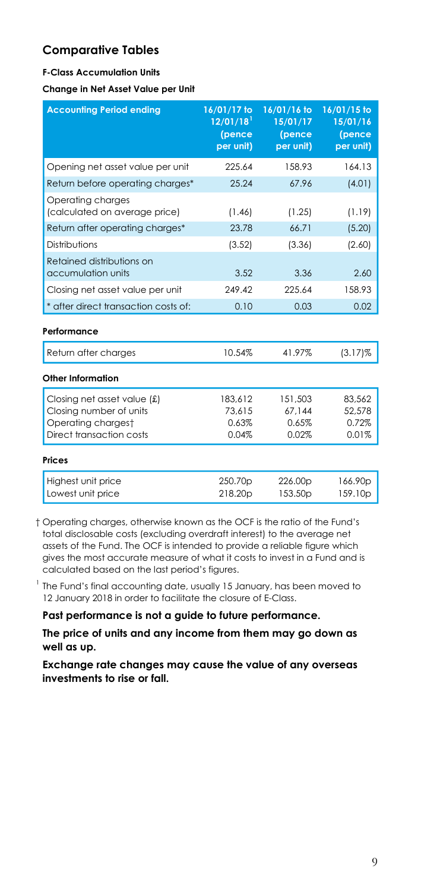## Comparative Tables

**F-Class Accumulation Units**

**Change in Net Asset Value per Unit**

| Accounting Period ending | 16/01/17 to 12/01/18[1] (pence per unit) | 16/01/16 to 15/01/17 (pence per unit) | 16/01/15 to 15/01/16 (pence per unit) |
|---|---|---|---|
| Opening net asset value per unit | 225.64 | 158.93 | 164.13 |
| Return before operating charges* | 25.24 | 67.96 | (4.01) |
| Operating charges (calculated on average price) | (1.46) | (1.25) | (1.19) |
| Return after operating charges* | 23.78 | 66.71 | (5.20) |
| Distributions | (3.52) | (3.36) | (2.60) |
| Retained distributions on accumulation units | 3.52 | 3.36 | 2.60 |
| Closing net asset value per unit | 249.42 | 225.64 | 158.93 |
| * after direct transaction costs of: | 0.10 | 0.03 | 0.02 |
| **Performance** | | | |
| Return after charges | 10.54% | 41.97% | (3.17)% |
| **Other Information** | | | |
| Closing net asset value (£) | 183,612 | 151,503 | 83,562 |
| Closing number of units | 73,615 | 67,144 | 52,578 |
| Operating charges† | 0.63% | 0.65% | 0.72% |
| Direct transaction costs | 0.04% | 0.02% | 0.01% |
| **Prices** | | | |
| Highest unit price | 250.70p | 226.00p | 166.90p |
| Lowest unit price | 218.20p | 153.50p | 159.10p |

† Operating charges, otherwise known as the OCF is the ratio of the Fund's total disclosable costs (excluding overdraft interest) to the average net assets of the Fund. The OCF is intended to provide a reliable figure which gives the most accurate measure of what it costs to invest in a Fund and is calculated based on the last period's figures.

[1] The Fund's final accounting date, usually 15 January, has been moved to 12 January 2018 in order to facilitate the closure of E-Class.

**Past performance is not a guide to future performance.**

**The price of units and any income from them may go down as well as up.**

**Exchange rate changes may cause the value of any overseas investments to rise or fall.**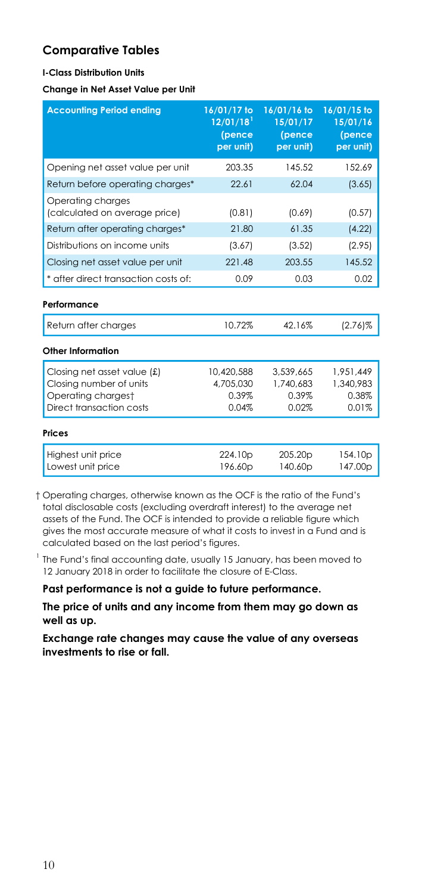## Comparative Tables

**I-Class Distribution Units**

**Change in Net Asset Value per Unit**

| Accounting Period ending | 16/01/17 to 12/01/18[1] (pence per unit) | 16/01/16 to 15/01/17 (pence per unit) | 16/01/15 to 15/01/16 (pence per unit) |
|---|---|---|---|
| Opening net asset value per unit | 203.35 | 145.52 | 152.69 |
| Return before operating charges* | 22.61 | 62.04 | (3.65) |
| Operating charges (calculated on average price) | (0.81) | (0.69) | (0.57) |
| Return after operating charges* | 21.80 | 61.35 | (4.22) |
| Distributions on income units | (3.67) | (3.52) | (2.95) |
| Closing net asset value per unit | 221.48 | 203.55 | 145.52 |
| * after direct transaction costs of: | 0.09 | 0.03 | 0.02 |
| **Performance** | | | |
| Return after charges | 10.72% | 42.16% | (2.76)% |
| **Other Information** | | | |
| Closing net asset value (£) | 10,420,588 | 3,539,665 | 1,951,449 |
| Closing number of units | 4,705,030 | 1,740,683 | 1,340,983 |
| Operating charges† | 0.39% | 0.39% | 0.38% |
| Direct transaction costs | 0.04% | 0.02% | 0.01% |
| **Prices** | | | |
| Highest unit price | 224.10p | 205.20p | 154.10p |
| Lowest unit price | 196.60p | 140.60p | 147.00p |

† Operating charges, otherwise known as the OCF is the ratio of the Fund's total disclosable costs (excluding overdraft interest) to the average net assets of the Fund. The OCF is intended to provide a reliable figure which gives the most accurate measure of what it costs to invest in a Fund and is calculated based on the last period's figures.

[1] The Fund's final accounting date, usually 15 January, has been moved to 12 January 2018 in order to facilitate the closure of E-Class.

**Past performance is not a guide to future performance.**

**The price of units and any income from them may go down as well as up.**

**Exchange rate changes may cause the value of any overseas investments to rise or fall.**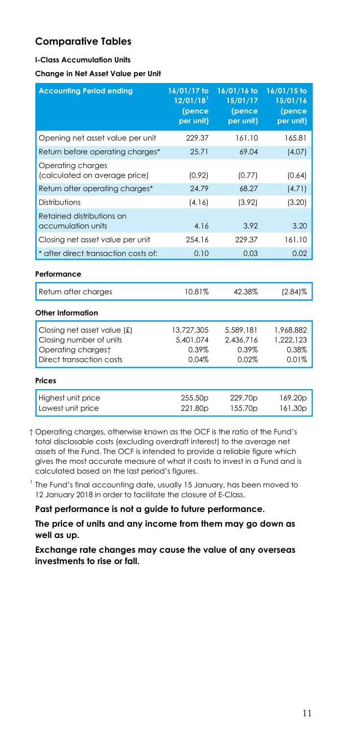## Comparative Tables

**I-Class Accumulation Units**

**Change in Net Asset Value per Unit**

| Accounting Period ending | 16/01/17 to 12/01/18[1] (pence per unit) | 16/01/16 to 15/01/17 (pence per unit) | 16/01/15 to 15/01/16 (pence per unit) |
|---|---|---|---|
| Opening net asset value per unit | 229.37 | 161.10 | 165.81 |
| Return before operating charges* | 25.71 | 69.04 | (4.07) |
| Operating charges (calculated on average price) | (0.92) | (0.77) | (0.64) |
| Return after operating charges* | 24.79 | 68.27 | (4.71) |
| Distributions | (4.16) | (3.92) | (3.20) |
| Retained distributions on accumulation units | 4.16 | 3.92 | 3.20 |
| Closing net asset value per unit | 254.16 | 229.37 | 161.10 |
| * after direct transaction costs of: | 0.10 | 0.03 | 0.02 |

**Performance**

| | | | |
|---|---|---|---|
| Return after charges | 10.81% | 42.38% | (2.84)% |

**Other Information**

| | | | |
|---|---|---|---|
| Closing net asset value (£) | 13,727,305 | 5,589,181 | 1,968,882 |
| Closing number of units | 5,401,074 | 2,436,716 | 1,222,123 |
| Operating charges† | 0.39% | 0.39% | 0.38% |
| Direct transaction costs | 0.04% | 0.02% | 0.01% |

**Prices**

| | | | |
|---|---|---|---|
| Highest unit price | 255.50p | 229.70p | 169.20p |
| Lowest unit price | 221.80p | 155.70p | 161.30p |

† Operating charges, otherwise known as the OCF is the ratio of the Fund's total disclosable costs (excluding overdraft interest) to the average net assets of the Fund. The OCF is intended to provide a reliable figure which gives the most accurate measure of what it costs to invest in a Fund and is calculated based on the last period's figures.

[1] The Fund's final accounting date, usually 15 January, has been moved to 12 January 2018 in order to facilitate the closure of E-Class.

**Past performance is not a guide to future performance.**

**The price of units and any income from them may go down as well as up.**

**Exchange rate changes may cause the value of any overseas investments to rise or fall.**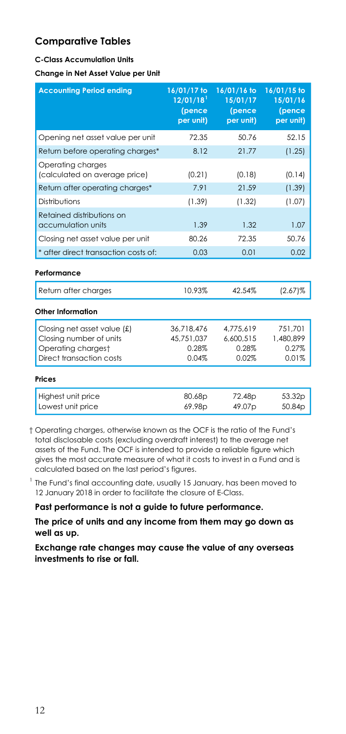## Comparative Tables

**C-Class Accumulation Units**

**Change in Net Asset Value per Unit**

| Accounting Period ending | 16/01/17 to 12/01/18[1] (pence per unit) | 16/01/16 to 15/01/17 (pence per unit) | 16/01/15 to 15/01/16 (pence per unit) |
|---|---|---|---|
| Opening net asset value per unit | 72.35 | 50.76 | 52.15 |
| Return before operating charges* | 8.12 | 21.77 | (1.25) |
| Operating charges (calculated on average price) | (0.21) | (0.18) | (0.14) |
| Return after operating charges* | 7.91 | 21.59 | (1.39) |
| Distributions | (1.39) | (1.32) | (1.07) |
| Retained distributions on accumulation units | 1.39 | 1.32 | 1.07 |
| Closing net asset value per unit | 80.26 | 72.35 | 50.76 |
| * after direct transaction costs of: | 0.03 | 0.01 | 0.02 |
| **Performance** | | | |
| Return after charges | 10.93% | 42.54% | (2.67)% |
| **Other Information** | | | |
| Closing net asset value (£) | 36,718,476 | 4,775,619 | 751,701 |
| Closing number of units | 45,751,037 | 6,600,515 | 1,480,899 |
| Operating charges† | 0.28% | 0.28% | 0.27% |
| Direct transaction costs | 0.04% | 0.02% | 0.01% |
| **Prices** | | | |
| Highest unit price | 80.68p | 72.48p | 53.32p |
| Lowest unit price | 69.98p | 49.07p | 50.84p |

† Operating charges, otherwise known as the OCF is the ratio of the Fund's total disclosable costs (excluding overdraft interest) to the average net assets of the Fund. The OCF is intended to provide a reliable figure which gives the most accurate measure of what it costs to invest in a Fund and is calculated based on the last period's figures.

[1] The Fund's final accounting date, usually 15 January, has been moved to 12 January 2018 in order to facilitate the closure of E-Class.

**Past performance is not a guide to future performance.**

**The price of units and any income from them may go down as well as up.**

**Exchange rate changes may cause the value of any overseas investments to rise or fall.**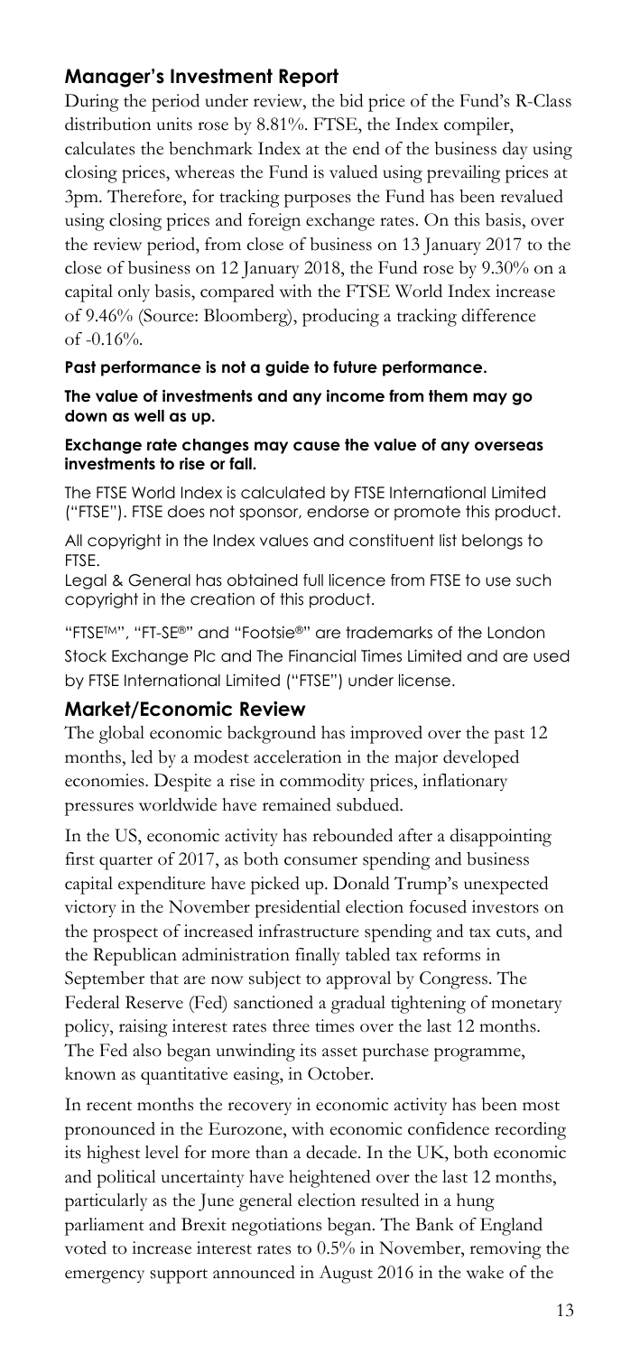## Manager's Investment Report

During the period under review, the bid price of the Fund's R-Class distribution units rose by 8.81%. FTSE, the Index compiler, calculates the benchmark Index at the end of the business day using closing prices, whereas the Fund is valued using prevailing prices at 3pm. Therefore, for tracking purposes the Fund has been revalued using closing prices and foreign exchange rates. On this basis, over the review period, from close of business on 13 January 2017 to the close of business on 12 January 2018, the Fund rose by 9.30% on a capital only basis, compared with the FTSE World Index increase of 9.46% (Source: Bloomberg), producing a tracking difference of -0.16%.

**Past performance is not a guide to future performance.**

**The value of investments and any income from them may go down as well as up.**

**Exchange rate changes may cause the value of any overseas investments to rise or fall.**

The FTSE World Index is calculated by FTSE International Limited ("FTSE"). FTSE does not sponsor, endorse or promote this product.

All copyright in the Index values and constituent list belongs to FTSE.
Legal & General has obtained full licence from FTSE to use such copyright in the creation of this product.

"FTSE™", "FT-SE®" and "Footsie®" are trademarks of the London Stock Exchange Plc and The Financial Times Limited and are used by FTSE International Limited ("FTSE") under license.

## Market/Economic Review

The global economic background has improved over the past 12 months, led by a modest acceleration in the major developed economies. Despite a rise in commodity prices, inflationary pressures worldwide have remained subdued.

In the US, economic activity has rebounded after a disappointing first quarter of 2017, as both consumer spending and business capital expenditure have picked up. Donald Trump's unexpected victory in the November presidential election focused investors on the prospect of increased infrastructure spending and tax cuts, and the Republican administration finally tabled tax reforms in September that are now subject to approval by Congress. The Federal Reserve (Fed) sanctioned a gradual tightening of monetary policy, raising interest rates three times over the last 12 months. The Fed also began unwinding its asset purchase programme, known as quantitative easing, in October.

In recent months the recovery in economic activity has been most pronounced in the Eurozone, with economic confidence recording its highest level for more than a decade. In the UK, both economic and political uncertainty have heightened over the last 12 months, particularly as the June general election resulted in a hung parliament and Brexit negotiations began. The Bank of England voted to increase interest rates to 0.5% in November, removing the emergency support announced in August 2016 in the wake of the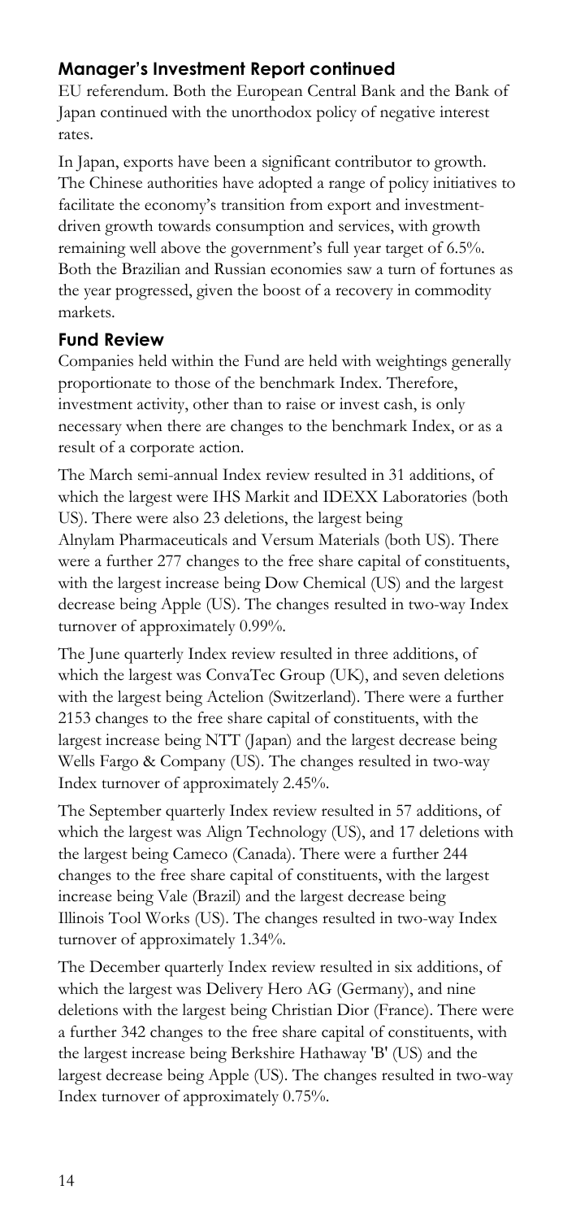## Manager's Investment Report continued

EU referendum. Both the European Central Bank and the Bank of Japan continued with the unorthodox policy of negative interest rates.

In Japan, exports have been a significant contributor to growth. The Chinese authorities have adopted a range of policy initiatives to facilitate the economy's transition from export and investment-driven growth towards consumption and services, with growth remaining well above the government's full year target of 6.5%. Both the Brazilian and Russian economies saw a turn of fortunes as the year progressed, given the boost of a recovery in commodity markets.

## Fund Review

Companies held within the Fund are held with weightings generally proportionate to those of the benchmark Index. Therefore, investment activity, other than to raise or invest cash, is only necessary when there are changes to the benchmark Index, or as a result of a corporate action.

The March semi-annual Index review resulted in 31 additions, of which the largest were IHS Markit and IDEXX Laboratories (both US). There were also 23 deletions, the largest being Alnylam Pharmaceuticals and Versum Materials (both US). There were a further 277 changes to the free share capital of constituents, with the largest increase being Dow Chemical (US) and the largest decrease being Apple (US). The changes resulted in two-way Index turnover of approximately 0.99%.

The June quarterly Index review resulted in three additions, of which the largest was ConvaTec Group (UK), and seven deletions with the largest being Actelion (Switzerland). There were a further 2153 changes to the free share capital of constituents, with the largest increase being NTT (Japan) and the largest decrease being Wells Fargo & Company (US). The changes resulted in two-way Index turnover of approximately 2.45%.

The September quarterly Index review resulted in 57 additions, of which the largest was Align Technology (US), and 17 deletions with the largest being Cameco (Canada). There were a further 244 changes to the free share capital of constituents, with the largest increase being Vale (Brazil) and the largest decrease being Illinois Tool Works (US). The changes resulted in two-way Index turnover of approximately 1.34%.

The December quarterly Index review resulted in six additions, of which the largest was Delivery Hero AG (Germany), and nine deletions with the largest being Christian Dior (France). There were a further 342 changes to the free share capital of constituents, with the largest increase being Berkshire Hathaway 'B' (US) and the largest decrease being Apple (US). The changes resulted in two-way Index turnover of approximately 0.75%.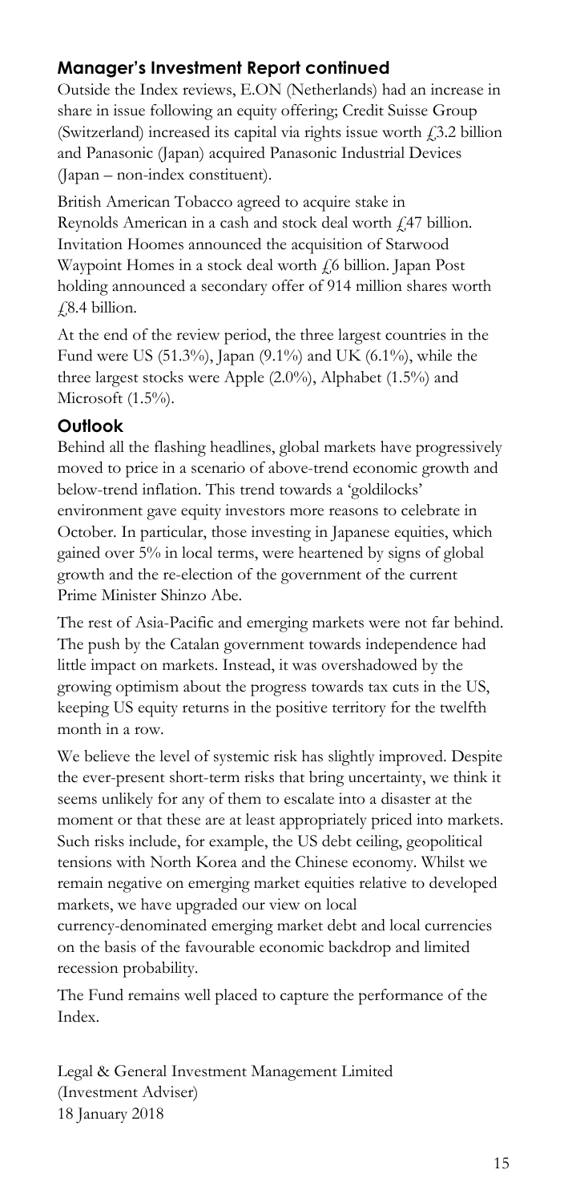## Manager's Investment Report continued

Outside the Index reviews, E.ON (Netherlands) had an increase in share in issue following an equity offering; Credit Suisse Group (Switzerland) increased its capital via rights issue worth £3.2 billion and Panasonic (Japan) acquired Panasonic Industrial Devices (Japan – non-index constituent).

British American Tobacco agreed to acquire stake in Reynolds American in a cash and stock deal worth £47 billion. Invitation Hoomes announced the acquisition of Starwood Waypoint Homes in a stock deal worth £6 billion. Japan Post holding announced a secondary offer of 914 million shares worth £8.4 billion.

At the end of the review period, the three largest countries in the Fund were US (51.3%), Japan (9.1%) and UK (6.1%), while the three largest stocks were Apple (2.0%), Alphabet (1.5%) and Microsoft (1.5%).

## Outlook

Behind all the flashing headlines, global markets have progressively moved to price in a scenario of above-trend economic growth and below-trend inflation. This trend towards a 'goldilocks' environment gave equity investors more reasons to celebrate in October. In particular, those investing in Japanese equities, which gained over 5% in local terms, were heartened by signs of global growth and the re-election of the government of the current Prime Minister Shinzo Abe.

The rest of Asia-Pacific and emerging markets were not far behind. The push by the Catalan government towards independence had little impact on markets. Instead, it was overshadowed by the growing optimism about the progress towards tax cuts in the US, keeping US equity returns in the positive territory for the twelfth month in a row.

We believe the level of systemic risk has slightly improved. Despite the ever-present short-term risks that bring uncertainty, we think it seems unlikely for any of them to escalate into a disaster at the moment or that these are at least appropriately priced into markets. Such risks include, for example, the US debt ceiling, geopolitical tensions with North Korea and the Chinese economy. Whilst we remain negative on emerging market equities relative to developed markets, we have upgraded our view on local currency-denominated emerging market debt and local currencies on the basis of the favourable economic backdrop and limited recession probability.

The Fund remains well placed to capture the performance of the Index.

Legal & General Investment Management Limited
(Investment Adviser)
18 January 2018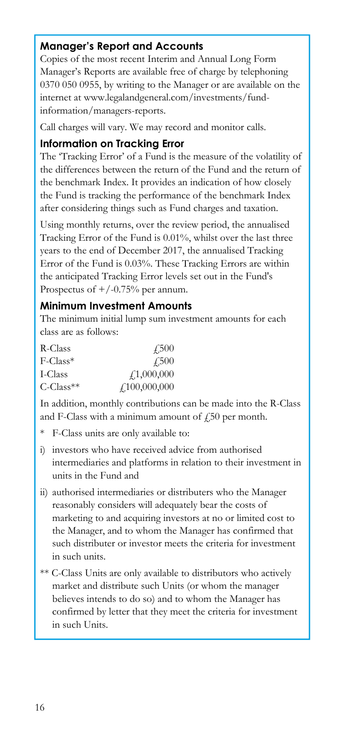## Manager's Report and Accounts

Copies of the most recent Interim and Annual Long Form Manager's Reports are available free of charge by telephoning 0370 050 0955, by writing to the Manager or are available on the internet at www.legalandgeneral.com/investments/fund-information/managers-reports.

Call charges will vary. We may record and monitor calls.

## Information on Tracking Error

The 'Tracking Error' of a Fund is the measure of the volatility of the differences between the return of the Fund and the return of the benchmark Index. It provides an indication of how closely the Fund is tracking the performance of the benchmark Index after considering things such as Fund charges and taxation.

Using monthly returns, over the review period, the annualised Tracking Error of the Fund is 0.01%, whilst over the last three years to the end of December 2017, the annualised Tracking Error of the Fund is 0.03%. These Tracking Errors are within the anticipated Tracking Error levels set out in the Fund's Prospectus of +/-0.75% per annum.

## Minimum Investment Amounts

The minimum initial lump sum investment amounts for each class are as follows:

| | |
|---|---|
| R-Class | £500 |
| F-Class* | £500 |
| I-Class | £1,000,000 |
| C-Class** | £100,000,000 |

In addition, monthly contributions can be made into the R-Class and F-Class with a minimum amount of £50 per month.

\* F-Class units are only available to:

i) investors who have received advice from authorised intermediaries and platforms in relation to their investment in units in the Fund and

ii) authorised intermediaries or distributers who the Manager reasonably considers will adequately bear the costs of marketing to and acquiring investors at no or limited cost to the Manager, and to whom the Manager has confirmed that such distributer or investor meets the criteria for investment in such units.

\*\* C-Class Units are only available to distributors who actively market and distribute such Units (or whom the manager believes intends to do so) and to whom the Manager has confirmed by letter that they meet the criteria for investment in such Units.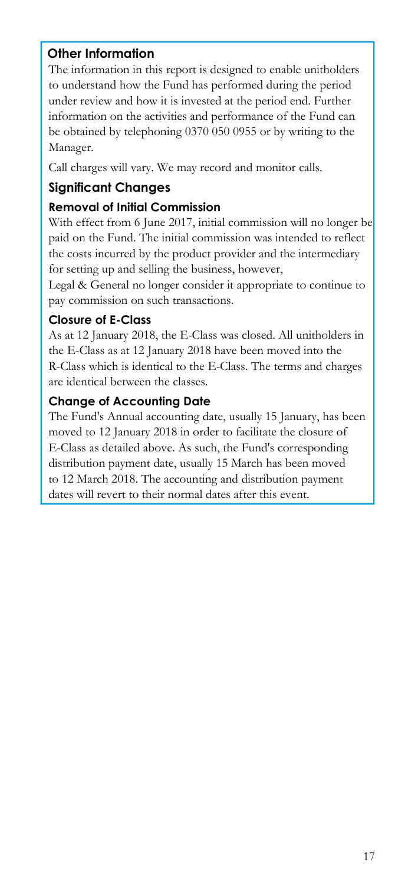## Other Information

The information in this report is designed to enable unitholders to understand how the Fund has performed during the period under review and how it is invested at the period end. Further information on the activities and performance of the Fund can be obtained by telephoning 0370 050 0955 or by writing to the Manager.

Call charges will vary. We may record and monitor calls.

## Significant Changes

### Removal of Initial Commission

With effect from 6 June 2017, initial commission will no longer be paid on the Fund. The initial commission was intended to reflect the costs incurred by the product provider and the intermediary for setting up and selling the business, however, Legal & General no longer consider it appropriate to continue to pay commission on such transactions.

### Closure of E-Class

As at 12 January 2018, the E-Class was closed. All unitholders in the E-Class as at 12 January 2018 have been moved into the R-Class which is identical to the E-Class. The terms and charges are identical between the classes.

### Change of Accounting Date

The Fund's Annual accounting date, usually 15 January, has been moved to 12 January 2018 in order to facilitate the closure of E-Class as detailed above. As such, the Fund's corresponding distribution payment date, usually 15 March has been moved to 12 March 2018. The accounting and distribution payment dates will revert to their normal dates after this event.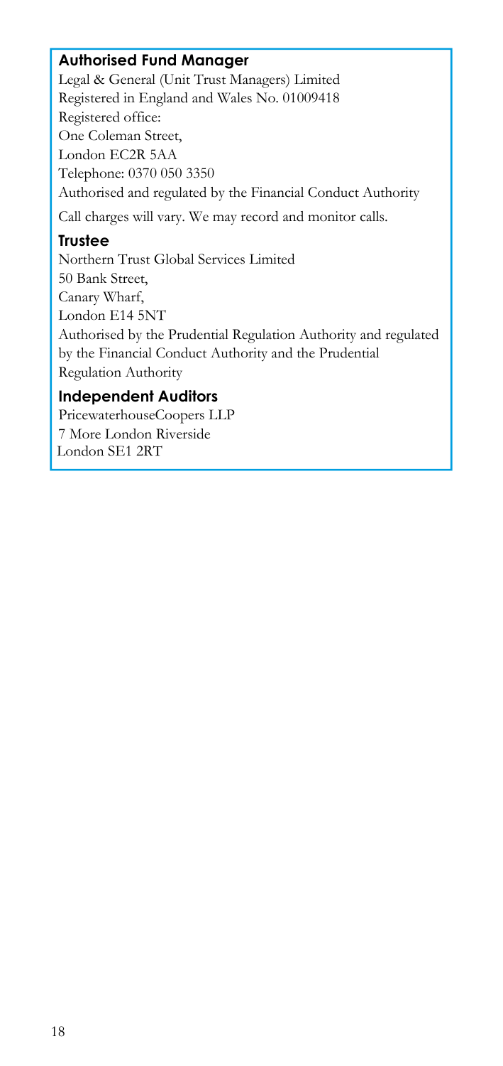### Authorised Fund Manager

Legal & General (Unit Trust Managers) Limited
Registered in England and Wales No. 01009418
Registered office:
One Coleman Street,
London EC2R 5AA
Telephone: 0370 050 3350
Authorised and regulated by the Financial Conduct Authority

Call charges will vary. We may record and monitor calls.

### Trustee

Northern Trust Global Services Limited
50 Bank Street,
Canary Wharf,
London E14 5NT
Authorised by the Prudential Regulation Authority and regulated by the Financial Conduct Authority and the Prudential Regulation Authority

### Independent Auditors

PricewaterhouseCoopers LLP
7 More London Riverside
London SE1 2RT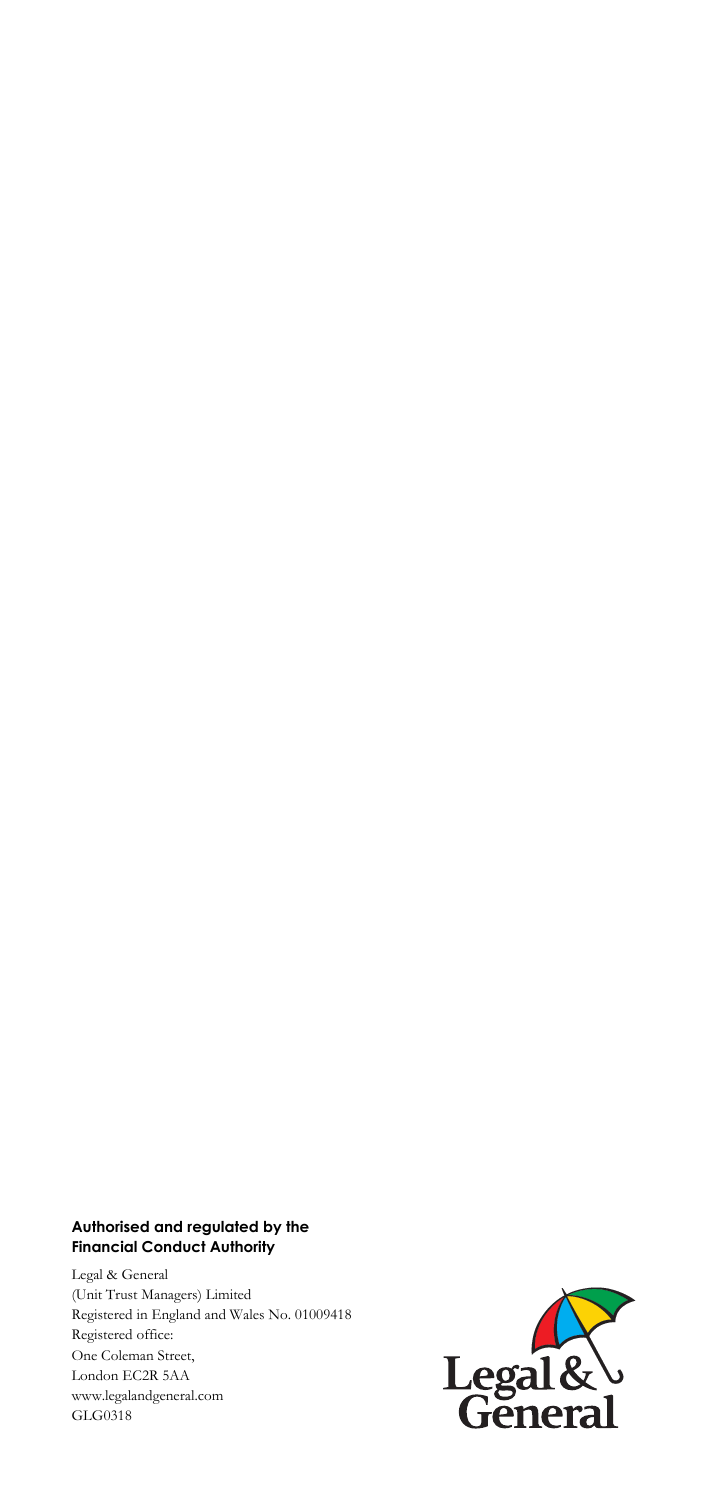**Authorised and regulated by the Financial Conduct Authority**

Legal & General
(Unit Trust Managers) Limited
Registered in England and Wales No. 01009418
Registered office:
One Coleman Street,
London EC2R 5AA
www.legalandgeneral.com
GLG0318